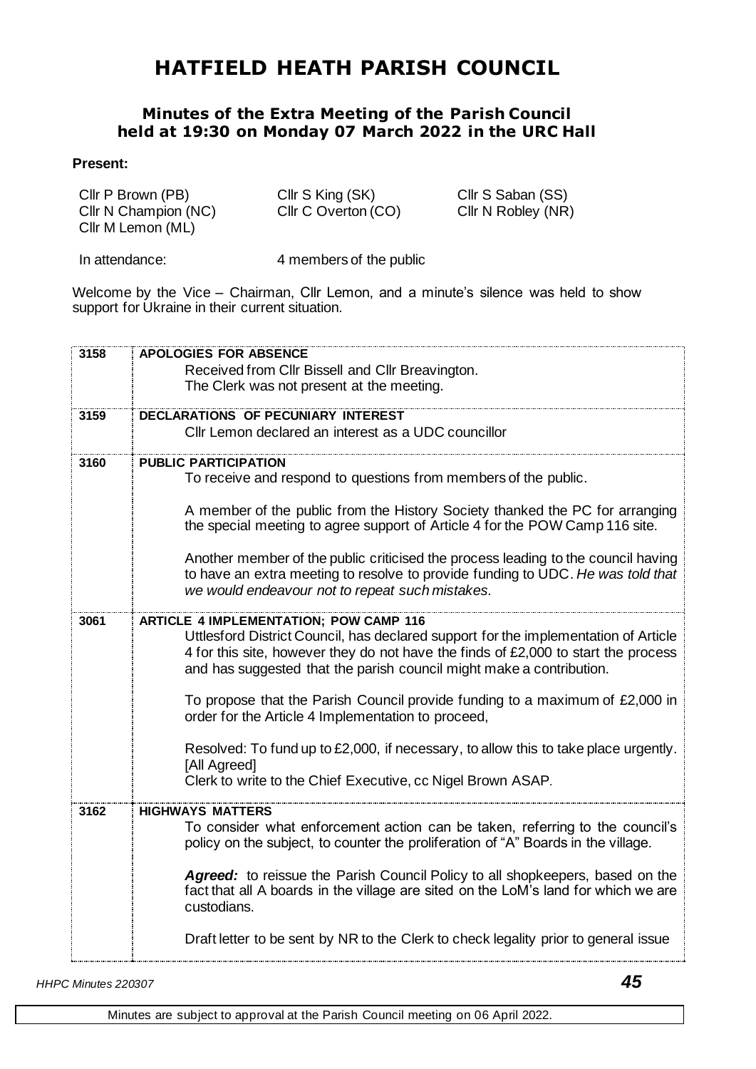# HATFIELD HEATH PARISH COUNCIL

## Minutes of the Extra Meeting of the Parish Council held at 19:30 on Monday 07 March 2022 in the URC Hall

**Present:**

| | | |
|---|---|---|
| Cllr P Brown (PB) | Cllr S King (SK) | Cllr S Saban (SS) |
| Cllr N Champion (NC) | Cllr C Overton (CO) | Cllr N Robley (NR) |
| Cllr M Lemon (ML) | | |

In attendance: 4 members of the public

Welcome by the Vice – Chairman, Cllr Lemon, and a minute's silence was held to show support for Ukraine in their current situation.

| | |
|---|---|
| 3158 | **APOLOGIES FOR ABSENCE**<br>Received from Cllr Bissell and Cllr Breavington.<br>The Clerk was not present at the meeting. |
| 3159 | **DECLARATIONS OF PECUNIARY INTEREST**<br>Cllr Lemon declared an interest as a UDC councillor |
| 3160 | **PUBLIC PARTICIPATION**<br>To receive and respond to questions from members of the public.<br><br>A member of the public from the History Society thanked the PC for arranging the special meeting to agree support of Article 4 for the POW Camp 116 site.<br><br>Another member of the public criticised the process leading to the council having to have an extra meeting to resolve to provide funding to UDC. *He was told that we would endeavour not to repeat such mistakes.* |
| 3061 | **ARTICLE 4 IMPLEMENTATION; POW CAMP 116**<br>Uttlesford District Council, has declared support for the implementation of Article 4 for this site, however they do not have the finds of £2,000 to start the process and has suggested that the parish council might make a contribution.<br><br>To propose that the Parish Council provide funding to a maximum of £2,000 in order for the Article 4 Implementation to proceed,<br><br>Resolved: To fund up to £2,000, if necessary, to allow this to take place urgently. [All Agreed]<br>Clerk to write to the Chief Executive, cc Nigel Brown ASAP. |
| 3162 | **HIGHWAYS MATTERS**<br>To consider what enforcement action can be taken, referring to the council's policy on the subject, to counter the proliferation of "A" Boards in the village.<br><br>***Agreed:*** to reissue the Parish Council Policy to all shopkeepers, based on the fact that all A boards in the village are sited on the LoM's land for which we are custodians.<br><br>Draft letter to be sent by NR to the Clerk to check legality prior to general issue |

Minutes are subject to approval at the Parish Council meeting on 06 April 2022.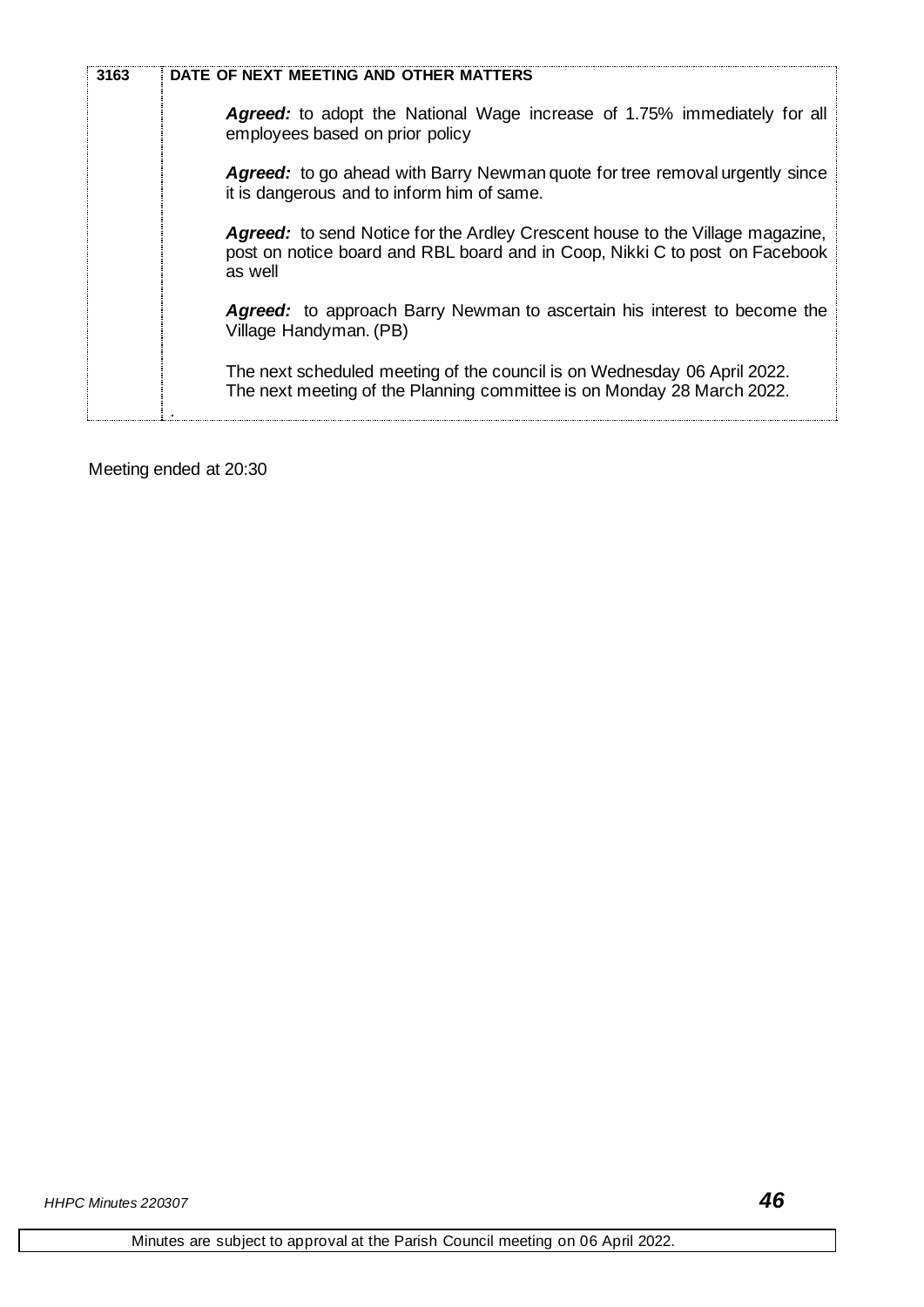| | |
|---|---|
| **3163** | **DATE OF NEXT MEETING AND OTHER MATTERS**<br><br>***Agreed:*** to adopt the National Wage increase of 1.75% immediately for all employees based on prior policy<br><br>***Agreed:*** to go ahead with Barry Newman quote for tree removal urgently since it is dangerous and to inform him of same.<br><br>***Agreed:*** to send Notice for the Ardley Crescent house to the Village magazine, post on notice board and RBL board and in Coop, Nikki C to post on Facebook as well<br><br>***Agreed:*** to approach Barry Newman to ascertain his interest to become the Village Handyman. (PB)<br><br>The next scheduled meeting of the council is on Wednesday 06 April 2022.<br>The next meeting of the Planning committee is on Monday 28 March 2022.<br>. |

Meeting ended at 20:30

Minutes are subject to approval at the Parish Council meeting on 06 April 2022.